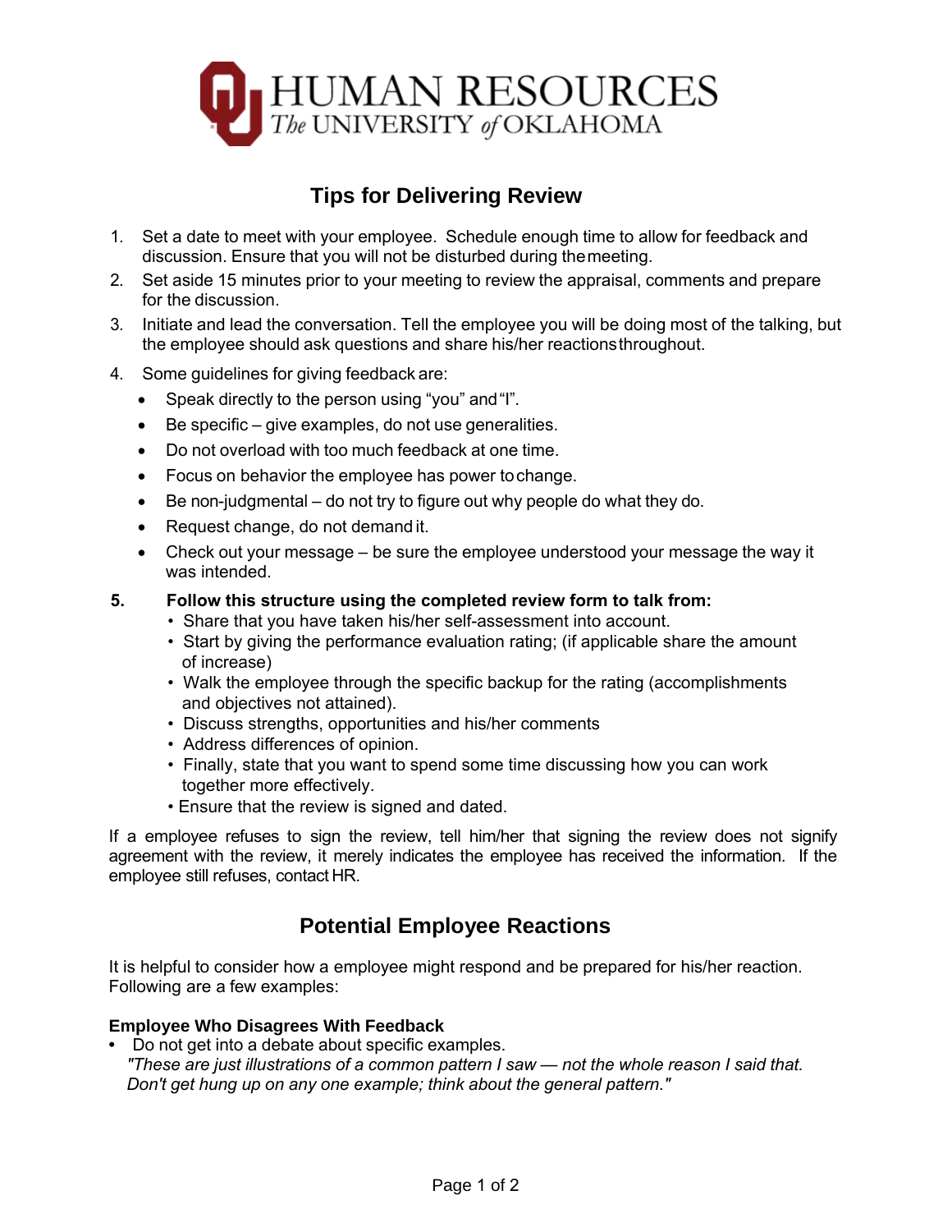HUMAN RESOURCES
The UNIVERSITY of OKLAHOMA

## Tips for Delivering Review

1. Set a date to meet with your employee. Schedule enough time to allow for feedback and discussion. Ensure that you will not be disturbed during the meeting.
2. Set aside 15 minutes prior to your meeting to review the appraisal, comments and prepare for the discussion.
3. Initiate and lead the conversation. Tell the employee you will be doing most of the talking, but the employee should ask questions and share his/her reactions throughout.
4. Some guidelines for giving feedback are:
   - Speak directly to the person using "you" and "I".
   - Be specific – give examples, do not use generalities.
   - Do not overload with too much feedback at one time.
   - Focus on behavior the employee has power to change.
   - Be non-judgmental – do not try to figure out why people do what they do.
   - Request change, do not demand it.
   - Check out your message – be sure the employee understood your message the way it was intended.
5. **Follow this structure using the completed review form to talk from:**
   - Share that you have taken his/her self-assessment into account.
   - Start by giving the performance evaluation rating; (if applicable share the amount of increase)
   - Walk the employee through the specific backup for the rating (accomplishments and objectives not attained).
   - Discuss strengths, opportunities and his/her comments
   - Address differences of opinion.
   - Finally, state that you want to spend some time discussing how you can work together more effectively.
   - Ensure that the review is signed and dated.

If a employee refuses to sign the review, tell him/her that signing the review does not signify agreement with the review, it merely indicates the employee has received the information. If the employee still refuses, contact HR.

## Potential Employee Reactions

It is helpful to consider how a employee might respond and be prepared for his/her reaction. Following are a few examples:

**Employee Who Disagrees With Feedback**

- Do not get into a debate about specific examples.
  *"These are just illustrations of a common pattern I saw — not the whole reason I said that. Don't get hung up on any one example; think about the general pattern."*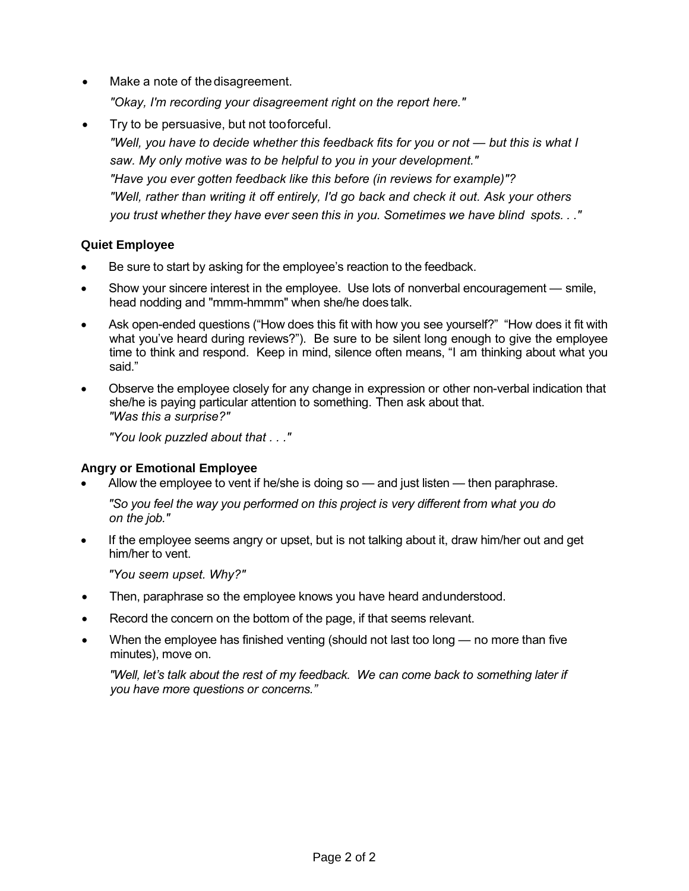- Make a note of the disagreement.

  *"Okay, I'm recording your disagreement right on the report here."*

- Try to be persuasive, but not too forceful.

  *"Well, you have to decide whether this feedback fits for you or not — but this is what I saw. My only motive was to be helpful to you in your development."*

  *"Have you ever gotten feedback like this before (in reviews for example)"?*

  *"Well, rather than writing it off entirely, I'd go back and check it out. Ask your others you trust whether they have ever seen this in you. Sometimes we have blind spots. . ."*

**Quiet Employee**

- Be sure to start by asking for the employee's reaction to the feedback.
- Show your sincere interest in the employee. Use lots of nonverbal encouragement — smile, head nodding and "mmm-hmmm" when she/he does talk.
- Ask open-ended questions ("How does this fit with how you see yourself?" "How does it fit with what you've heard during reviews?"). Be sure to be silent long enough to give the employee time to think and respond. Keep in mind, silence often means, "I am thinking about what you said."
- Observe the employee closely for any change in expression or other non-verbal indication that she/he is paying particular attention to something. Then ask about that.

  *"Was this a surprise?"*

  *"You look puzzled about that . . ."*

**Angry or Emotional Employee**

- Allow the employee to vent if he/she is doing so — and just listen — then paraphrase.

  *"So you feel the way you performed on this project is very different from what you do on the job."*

- If the employee seems angry or upset, but is not talking about it, draw him/her out and get him/her to vent.

  *"You seem upset. Why?"*

- Then, paraphrase so the employee knows you have heard and understood.
- Record the concern on the bottom of the page, if that seems relevant.
- When the employee has finished venting (should not last too long — no more than five minutes), move on.

  *"Well, let's talk about the rest of my feedback. We can come back to something later if you have more questions or concerns."*